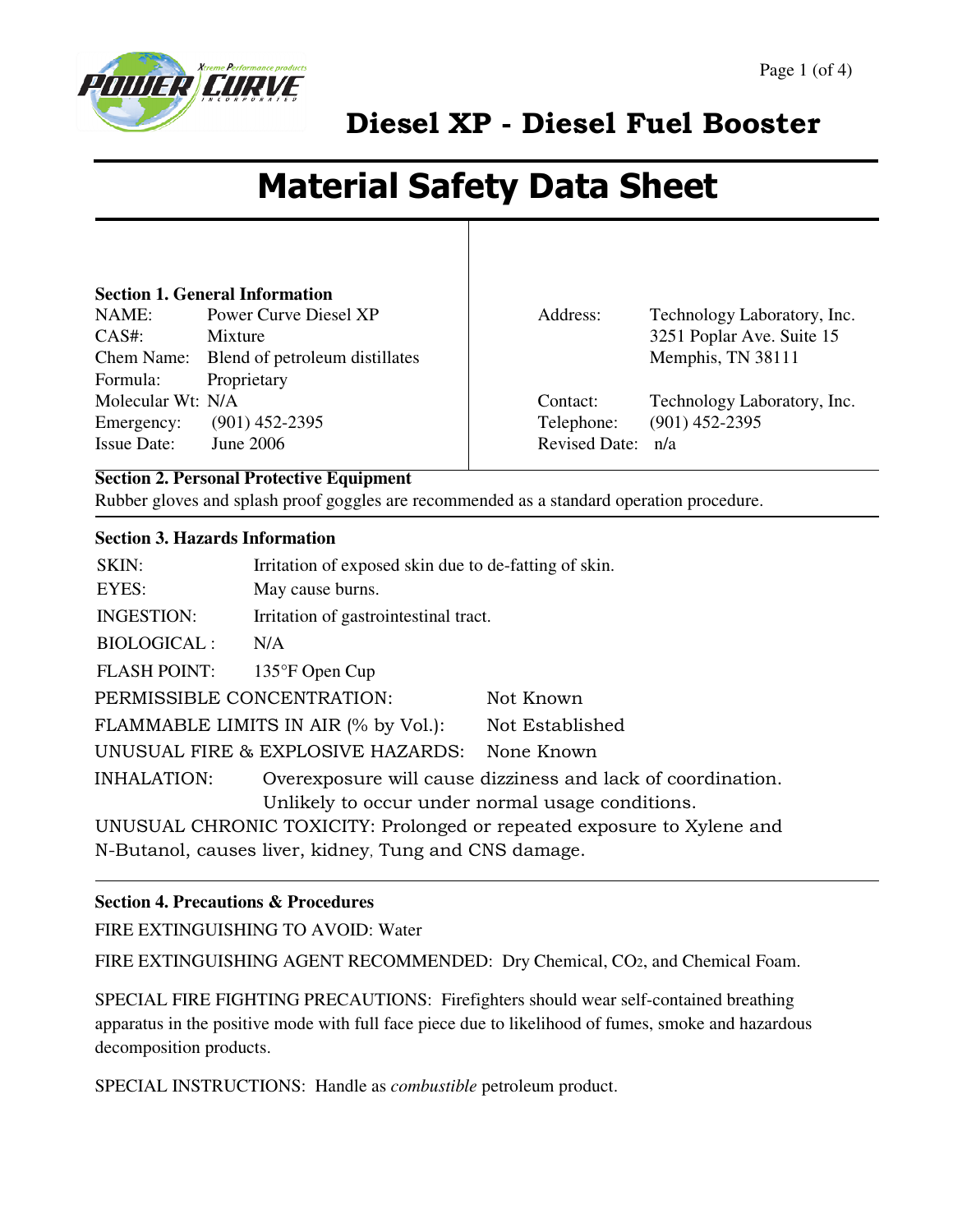# Diesel XP - Diesel Fuel Booster

# Material Safety Data Sheet

**Section 1. General Information**

| | |
|---|---|
| NAME: | Power Curve Diesel XP |
| CAS#: | Mixture |
| Chem Name: | Blend of petroleum distillates |
| Formula: | Proprietary |
| Molecular Wt: | N/A |
| Emergency: | (901) 452-2395 |
| Issue Date: | June 2006 |

| | |
|---|---|
| Address: | Technology Laboratory, Inc.<br>3251 Poplar Ave. Suite 15<br>Memphis, TN 38111 |
| Contact: | Technology Laboratory, Inc. |
| Telephone: | (901) 452-2395 |
| Revised Date: | n/a |

**Section 2. Personal Protective Equipment**

Rubber gloves and splash proof goggles are recommended as a standard operation procedure.

**Section 3. Hazards Information**

SKIN: Irritation of exposed skin due to de-fatting of skin.

EYES: May cause burns.

INGESTION: Irritation of gastrointestinal tract.

BIOLOGICAL : N/A

FLASH POINT: 135°F Open Cup

PERMISSIBLE CONCENTRATION: Not Known

FLAMMABLE LIMITS IN AIR (% by Vol.): Not Established

UNUSUAL FIRE & EXPLOSIVE HAZARDS: None Known

INHALATION: Overexposure will cause dizziness and lack of coordination. Unlikely to occur under normal usage conditions.

UNUSUAL CHRONIC TOXICITY: Prolonged or repeated exposure to Xylene and N-Butanol, causes liver, kidney, Tung and CNS damage.

**Section 4. Precautions & Procedures**

FIRE EXTINGUISHING TO AVOID: Water

FIRE EXTINGUISHING AGENT RECOMMENDED: Dry Chemical, $CO_2$, and Chemical Foam.

SPECIAL FIRE FIGHTING PRECAUTIONS: Firefighters should wear self-contained breathing apparatus in the positive mode with full face piece due to likelihood of fumes, smoke and hazardous decomposition products.

SPECIAL INSTRUCTIONS: Handle as *combustible* petroleum product.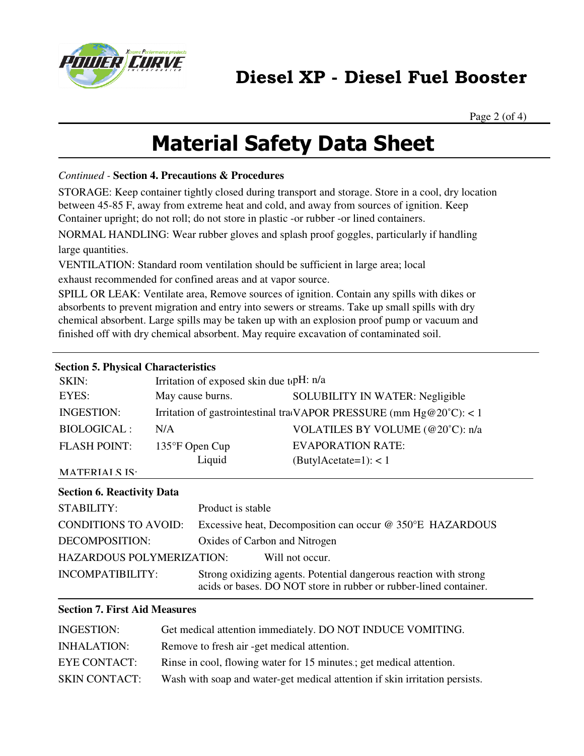# Diesel XP - Diesel Fuel Booster

# Material Safety Data Sheet

*Continued* - **Section 4. Precautions & Procedures**

STORAGE: Keep container tightly closed during transport and storage. Store in a cool, dry location between 45-85 F, away from extreme heat and cold, and away from sources of ignition. Keep Container upright; do not roll; do not store in plastic -or rubber -or lined containers.

NORMAL HANDLING: Wear rubber gloves and splash proof goggles, particularly if handling large quantities.

VENTILATION: Standard room ventilation should be sufficient in large area; local exhaust recommended for confined areas and at vapor source.

SPILL OR LEAK: Ventilate area, Remove sources of ignition. Contain any spills with dikes or absorbents to prevent migration and entry into sewers or streams. Take up small spills with dry chemical absorbent. Large spills may be taken up with an explosion proof pump or vacuum and finished off with dry chemical absorbent. May require excavation of contaminated soil.

**Section 5. Physical Characteristics**

| | | |
|---|---|---|
| SKIN: | Irritation of exposed skin due t | pH: n/a |
| EYES: | May cause burns. | SOLUBILITY IN WATER: Negligible |
| INGESTION: | Irritation of gastrointestinal tra | VAPOR PRESSURE (mm Hg@20˚C): < 1 |
| BIOLOGICAL : | N/A | VOLATILES BY VOLUME (@20˚C): n/a |
| FLASH POINT: | 135°F Open Cup | EVAPORATION RATE: |
| MATERIALS IS: | Liquid | (ButylAcetate=1): < 1 |

**Section 6. Reactivity Data**

STABILITY: Product is stable

CONDITIONS TO AVOID: Excessive heat, Decomposition can occur @ 350°E HAZARDOUS

DECOMPOSITION: Oxides of Carbon and Nitrogen

HAZARDOUS POLYMERIZATION: Will not occur.

INCOMPATIBILITY: Strong oxidizing agents. Potential dangerous reaction with strong acids or bases. DO NOT store in rubber or rubber-lined container.

**Section 7. First Aid Measures**

INGESTION: Get medical attention immediately. DO NOT INDUCE VOMITING.

INHALATION: Remove to fresh air -get medical attention.

EYE CONTACT: Rinse in cool, flowing water for 15 minutes.; get medical attention.

SKIN CONTACT: Wash with soap and water-get medical attention if skin irritation persists.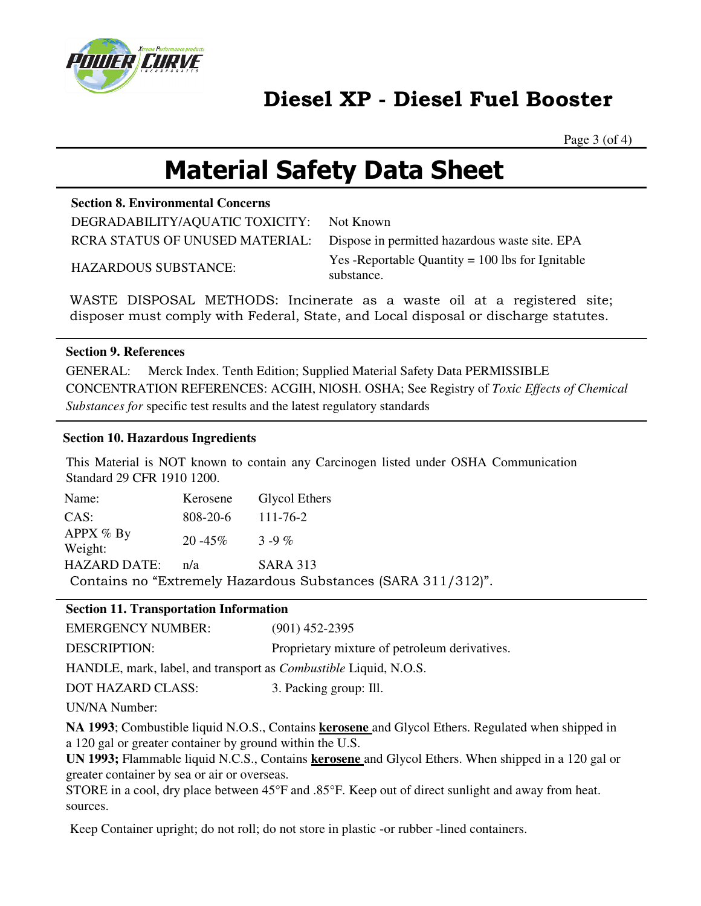# Diesel XP - Diesel Fuel Booster

# Material Safety Data Sheet

**Section 8. Environmental Concerns**

| | |
|---|---|
| DEGRADABILITY/AQUATIC TOXICITY: | Not Known |
| RCRA STATUS OF UNUSED MATERIAL: | Dispose in permitted hazardous waste site. EPA |
| HAZARDOUS SUBSTANCE: | Yes -Reportable Quantity = 100 lbs for Ignitable substance. |

WASTE DISPOSAL METHODS: Incinerate as a waste oil at a registered site; disposer must comply with Federal, State, and Local disposal or discharge statutes.

**Section 9. References**

GENERAL: Merck Index. Tenth Edition; Supplied Material Safety Data PERMISSIBLE CONCENTRATION REFERENCES: ACGIH, NIOSH. OSHA; See Registry of *Toxic Effects of Chemical Substances for* specific test results and the latest regulatory standards

**Section 10. Hazardous Ingredients**

This Material is NOT known to contain any Carcinogen listed under OSHA Communication Standard 29 CFR 1910 1200.

| Name: | Kerosene | Glycol Ethers |
|---|---|---|
| CAS: | 808-20-6 | 111-76-2 |
| APPX % By Weight: | 20 -45% | 3 -9 % |
| HAZARD DATE: | n/a | SARA 313 |

Contains no "Extremely Hazardous Substances (SARA 311/312)".

**Section 11. Transportation Information**

| | |
|---|---|
| EMERGENCY NUMBER: | (901) 452-2395 |
| DESCRIPTION: | Proprietary mixture of petroleum derivatives. |

HANDLE, mark, label, and transport as *Combustible* Liquid, N.O.S.

| | |
|---|---|
| DOT HAZARD CLASS: | 3. Packing group: Ill. |

UN/NA Number:

**NA 1993**; Combustible liquid N.O.S., Contains **kerosene** and Glycol Ethers. Regulated when shipped in a 120 gal or greater container by ground within the U.S.

**UN 1993;** Flammable liquid N.C.S., Contains **kerosene** and Glycol Ethers. When shipped in a 120 gal or greater container by sea or air or overseas.

STORE in a cool, dry place between 45°F and .85°F. Keep out of direct sunlight and away from heat. sources.

Keep Container upright; do not roll; do not store in plastic -or rubber -lined containers.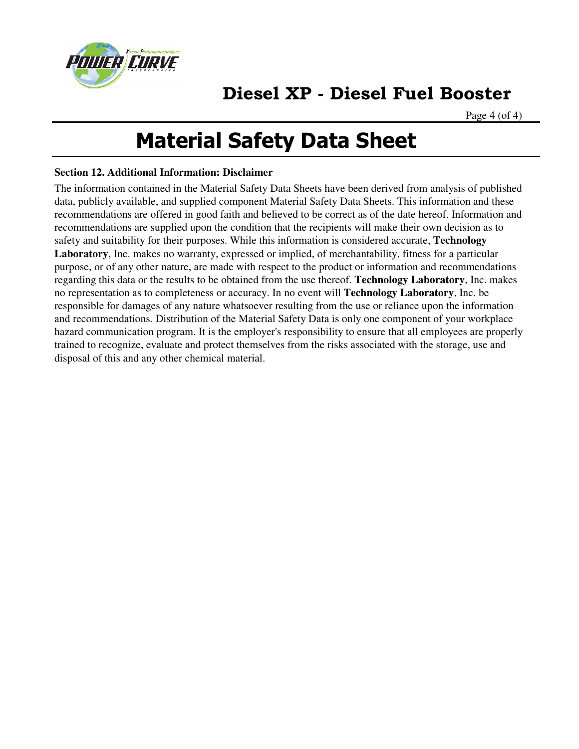# Material Safety Data Sheet

**Section 12. Additional Information: Disclaimer**

The information contained in the Material Safety Data Sheets have been derived from analysis of published data, publicly available, and supplied component Material Safety Data Sheets. This information and these recommendations are offered in good faith and believed to be correct as of the date hereof. Information and recommendations are supplied upon the condition that the recipients will make their own decision as to safety and suitability for their purposes. While this information is considered accurate, **Technology Laboratory**, Inc. makes no warranty, expressed or implied, of merchantability, fitness for a particular purpose, or of any other nature, are made with respect to the product or information and recommendations regarding this data or the results to be obtained from the use thereof. **Technology Laboratory**, Inc. makes no representation as to completeness or accuracy. In no event will **Technology Laboratory**, Inc. be responsible for damages of any nature whatsoever resulting from the use or reliance upon the information and recommendations. Distribution of the Material Safety Data is only one component of your workplace hazard communication program. It is the employer's responsibility to ensure that all employees are properly trained to recognize, evaluate and protect themselves from the risks associated with the storage, use and disposal of this and any other chemical material.